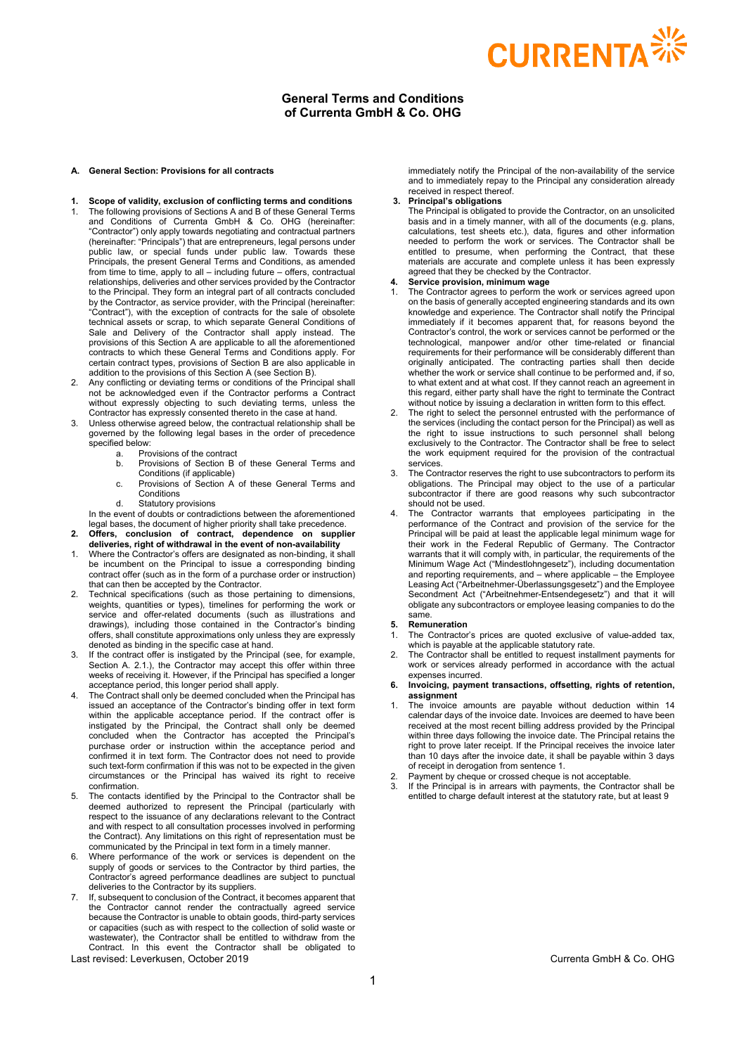# General Terms and Conditions of Currenta GmbH & Co. OHG

## A. General Section: Provisions for all contracts

### 1. Scope of validity, exclusion of conflicting terms and conditions

1. The following provisions of Sections A and B of these General Terms and Conditions of Currenta GmbH & Co. OHG (hereinafter: "Contractor") only apply towards negotiating and contractual partners (hereinafter: "Principals") that are entrepreneurs, legal persons under public law, or special funds under public law. Towards these Principals, the present General Terms and Conditions, as amended from time to time, apply to all – including future – offers, contractual relationships, deliveries and other services provided by the Contractor to the Principal. They form an integral part of all contracts concluded by the Contractor, as service provider, with the Principal (hereinafter: "Contract"), with the exception of contracts for the sale of obsolete technical assets or scrap, to which separate General Conditions of Sale and Delivery of the Contractor shall apply instead. The provisions of this Section A are applicable to all the aforementioned contracts to which these General Terms and Conditions apply. For certain contract types, provisions of Section B are also applicable in addition to the provisions of this Section A (see Section B).
2. Any conflicting or deviating terms or conditions of the Principal shall not be acknowledged even if the Contractor performs a Contract without expressly objecting to such deviating terms, unless the Contractor has expressly consented thereto in the case at hand.
3. Unless otherwise agreed below, the contractual relationship shall be governed by the following legal bases in the order of precedence specified below:
   a. Provisions of the contract
   b. Provisions of Section B of these General Terms and Conditions (if applicable)
   c. Provisions of Section A of these General Terms and Conditions
   d. Statutory provisions

   In the event of doubts or contradictions between the aforementioned legal bases, the document of higher priority shall take precedence.

### 2. Offers, conclusion of contract, dependence on supplier deliveries, right of withdrawal in the event of non-availability

1. Where the Contractor's offers are designated as non-binding, it shall be incumbent on the Principal to issue a corresponding binding contract offer (such as in the form of a purchase order or instruction) that can then be accepted by the Contractor.
2. Technical specifications (such as those pertaining to dimensions, weights, quantities or types), timelines for performing the work or service and offer-related documents (such as illustrations and drawings), including those contained in the Contractor's binding offers, shall constitute approximations only unless they are expressly denoted as binding in the specific case at hand.
3. If the contract offer is instigated by the Principal (see, for example, Section A. 2.1.), the Contractor may accept this offer within three weeks of receiving it. However, if the Principal has specified a longer acceptance period, this longer period shall apply.
4. The Contract shall only be deemed concluded when the Principal has issued an acceptance of the Contractor's binding offer in text form within the applicable acceptance period. If the contract offer is instigated by the Principal, the Contract shall only be deemed concluded when the Contractor has accepted the Principal's purchase order or instruction within the acceptance period and confirmed it in text form. The Contractor does not need to provide such text-form confirmation if this was not to be expected in the given circumstances or the Principal has waived its right to receive confirmation.
5. The contacts identified by the Principal to the Contractor shall be deemed authorized to represent the Principal (particularly with respect to the issuance of any declarations relevant to the Contract and with respect to all consultation processes involved in performing the Contract). Any limitations on this right of representation must be communicated by the Principal in text form in a timely manner.
6. Where performance of the work or services is dependent on the supply of goods or services to the Contractor by third parties, the Contractor's agreed performance deadlines are subject to punctual deliveries to the Contractor by its suppliers.
7. If, subsequent to conclusion of the Contract, it becomes apparent that the Contractor cannot render the contractually agreed service because the Contractor is unable to obtain goods, third-party services or capacities (such as with respect to the collection of solid waste or wastewater), the Contractor shall be entitled to withdraw from the Contract. In this event the Contractor shall be obligated to immediately notify the Principal of the non-availability of the service and to immediately repay to the Principal any consideration already received in respect thereof.

### 3. Principal's obligations

The Principal is obligated to provide the Contractor, on an unsolicited basis and in a timely manner, with all of the documents (e.g. plans, calculations, test sheets etc.), data, figures and other information needed to perform the work or services. The Contractor shall be entitled to presume, when performing the Contract, that these materials are accurate and complete unless it has been expressly agreed that they be checked by the Contractor.

### 4. Service provision, minimum wage

1. The Contractor agrees to perform the work or services agreed upon on the basis of generally accepted engineering standards and its own knowledge and experience. The Contractor shall notify the Principal immediately if it becomes apparent that, for reasons beyond the Contractor's control, the work or services cannot be performed or the technological, manpower and/or other time-related or financial requirements for their performance will be considerably different than originally anticipated. The contracting parties shall then decide whether the work or service shall continue to be performed and, if so, to what extent and at what cost. If they cannot reach an agreement in this regard, either party shall have the right to terminate the Contract without notice by issuing a declaration in written form to this effect.
2. The right to select the personnel entrusted with the performance of the services (including the contact person for the Principal) as well as the right to issue instructions to such personnel shall belong exclusively to the Contractor. The Contractor shall be free to select the work equipment required for the provision of the contractual services.
3. The Contractor reserves the right to use subcontractors to perform its obligations. The Principal may object to the use of a particular subcontractor if there are good reasons why such subcontractor should not be used.
4. The Contractor warrants that employees participating in the performance of the Contract and provision of the service for the Principal will be paid at least the applicable legal minimum wage for their work in the Federal Republic of Germany. The Contractor warrants that it will comply with, in particular, the requirements of the Minimum Wage Act ("Mindestlohngesetz"), including documentation and reporting requirements, and – where applicable – the Employee Leasing Act ("Arbeitnehmer-Überlassungsgesetz") and the Employee Secondment Act ("Arbeitnehmer-Entsendegesetz") and that it will obligate any subcontractors or employee leasing companies to do the same.

### 5. Remuneration

1. The Contractor's prices are quoted exclusive of value-added tax, which is payable at the applicable statutory rate.
2. The Contractor shall be entitled to request installment payments for work or services already performed in accordance with the actual expenses incurred.

### 6. Invoicing, payment transactions, offsetting, rights of retention, assignment

1. The invoice amounts are payable without deduction within 14 calendar days of the invoice date. Invoices are deemed to have been received at the most recent billing address provided by the Principal within three days following the invoice date. The Principal retains the right to prove later receipt. If the Principal receives the invoice later than 10 days after the invoice date, it shall be payable within 3 days of receipt in derogation from sentence 1.
2. Payment by cheque or crossed cheque is not acceptable.
3. If the Principal is in arrears with payments, the Contractor shall be entitled to charge default interest at the statutory rate, but at least 9

Last revised: Leverkusen, October 2019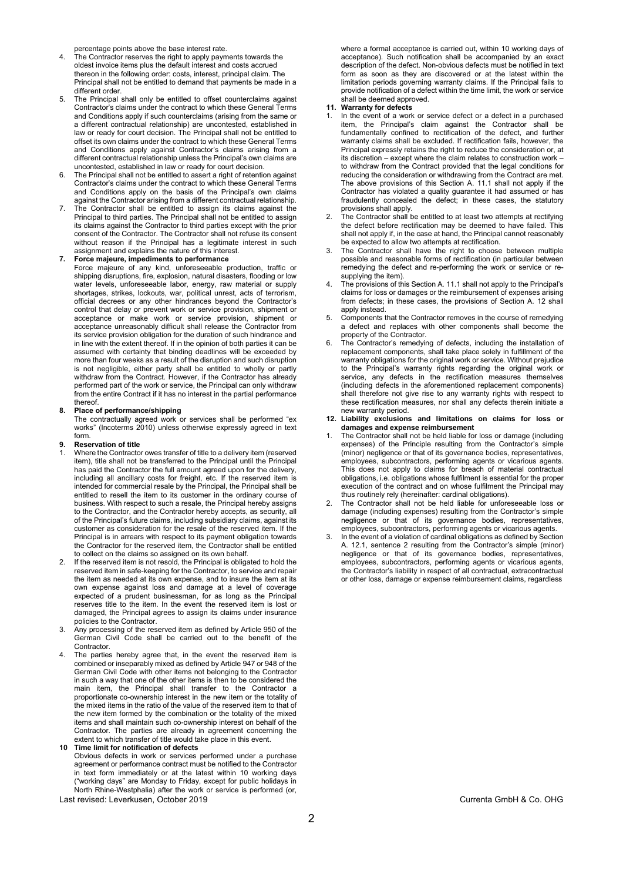percentage points above the base interest rate.

4. The Contractor reserves the right to apply payments towards the oldest invoice items plus the default interest and costs accrued thereon in the following order: costs, interest, principal claim. The Principal shall not be entitled to demand that payments be made in a different order.
5. The Principal shall only be entitled to offset counterclaims against Contractor's claims under the contract to which these General Terms and Conditions apply if such counterclaims (arising from the same or a different contractual relationship) are uncontested, established in law or ready for court decision. The Principal shall not be entitled to offset its own claims under the contract to which these General Terms and Conditions apply against Contractor's claims arising from a different contractual relationship unless the Principal's own claims are uncontested, established in law or ready for court decision.
6. The Principal shall not be entitled to assert a right of retention against Contractor's claims under the contract to which these General Terms and Conditions apply on the basis of the Principal's own claims against the Contractor arising from a different contractual relationship.
7. The Contractor shall be entitled to assign its claims against the Principal to third parties. The Principal shall not be entitled to assign its claims against the Contractor to third parties except with the prior consent of the Contractor. The Contractor shall not refuse its consent without reason if the Principal has a legitimate interest in such assignment and explains the nature of this interest.

**7. Force majeure, impediments to performance**

Force majeure of any kind, unforeseeable production, traffic or shipping disruptions, fire, explosion, natural disasters, flooding or low water levels, unforeseeable labor, energy, raw material or supply shortages, strikes, lockouts, war, political unrest, acts of terrorism, official decrees or any other hindrances beyond the Contractor's control that delay or prevent work or service provision, shipment or acceptance or make work or service provision, shipment or acceptance unreasonably difficult shall release the Contractor from its service provision obligation for the duration of such hindrance and in line with the extent thereof. If in the opinion of both parties it can be assumed with certainty that binding deadlines will be exceeded by more than four weeks as a result of the disruption and such disruption is not negligible, either party shall be entitled to wholly or partly withdraw from the Contract. However, if the Contractor has already performed part of the work or service, the Principal can only withdraw from the entire Contract if it has no interest in the partial performance thereof.

**8. Place of performance/shipping**

The contractually agreed work or services shall be performed "ex works" (Incoterms 2010) unless otherwise expressly agreed in text form.

**9. Reservation of title**

1. Where the Contractor owes transfer of title to a delivery item (reserved item), title shall not be transferred to the Principal until the Principal has paid the Contractor the full amount agreed upon for the delivery, including all ancillary costs for freight, etc. If the reserved item is intended for commercial resale by the Principal, the Principal shall be entitled to resell the item to its customer in the ordinary course of business. With respect to such a resale, the Principal hereby assigns to the Contractor, and the Contractor hereby accepts, as security, all of the Principal's future claims, including subsidiary claims, against its customer as consideration for the resale of the reserved item. If the Principal is in arrears with respect to its payment obligation towards the Contractor for the reserved item, the Contractor shall be entitled to collect on the claims so assigned on its own behalf.
2. If the reserved item is not resold, the Principal is obligated to hold the reserved item in safe-keeping for the Contractor, to service and repair the item as needed at its own expense, and to insure the item at its own expense against loss and damage at a level of coverage expected of a prudent businessman, for as long as the Principal reserves title to the item. In the event the reserved item is lost or damaged, the Principal agrees to assign its claims under insurance policies to the Contractor.
3. Any processing of the reserved item as defined by Article 950 of the German Civil Code shall be carried out to the benefit of the Contractor.
4. The parties hereby agree that, in the event the reserved item is combined or inseparably mixed as defined by Article 947 or 948 of the German Civil Code with other items not belonging to the Contractor in such a way that one of the other items is then to be considered the main item, the Principal shall transfer to the Contractor a proportionate co-ownership interest in the new item or the totality of the mixed items in the ratio of the value of the reserved item to that of the new item formed by the combination or the totality of the mixed items and shall maintain such co-ownership interest on behalf of the Contractor. The parties are already in agreement concerning the extent to which transfer of title would take place in this event.

**10 Time limit for notification of defects**

Obvious defects in work or services performed under a purchase agreement or performance contract must be notified to the Contractor in text form immediately or at the latest within 10 working days ("working days" are Monday to Friday, except for public holidays in North Rhine-Westphalia) after the work or service is performed (or, where a formal acceptance is carried out, within 10 working days of acceptance). Such notification shall be accompanied by an exact description of the defect. Non-obvious defects must be notified in text form as soon as they are discovered or at the latest within the limitation periods governing warranty claims. If the Principal fails to provide notification of a defect within the time limit, the work or service shall be deemed approved.

**11. Warranty for defects**

1. In the event of a work or service defect or a defect in a purchased item, the Principal's claim against the Contractor shall be fundamentally confined to rectification of the defect, and further warranty claims shall be excluded. If rectification fails, however, the Principal expressly retains the right to reduce the consideration or, at its discretion – except where the claim relates to construction work – to withdraw from the Contract provided that the legal conditions for reducing the consideration or withdrawing from the Contract are met. The above provisions of this Section A. 11.1 shall not apply if the Contractor has violated a quality guarantee it had assumed or has fraudulently concealed the defect; in these cases, the statutory provisions shall apply.
2. The Contractor shall be entitled to at least two attempts at rectifying the defect before rectification may be deemed to have failed. This shall not apply if, in the case at hand, the Principal cannot reasonably be expected to allow two attempts at rectification.
3. The Contractor shall have the right to choose between multiple possible and reasonable forms of rectification (in particular between remedying the defect and re-performing the work or service or re-supplying the item).
4. The provisions of this Section A. 11.1 shall not apply to the Principal's claims for loss or damages or the reimbursement of expenses arising from defects; in these cases, the provisions of Section A. 12 shall apply instead.
5. Components that the Contractor removes in the course of remedying a defect and replaces with other components shall become the property of the Contractor.
6. The Contractor's remedying of defects, including the installation of replacement components, shall take place solely in fulfillment of the warranty obligations for the original work or service. Without prejudice to the Principal's warranty rights regarding the original work or service, any defects in the rectification measures themselves (including defects in the aforementioned replacement components) shall therefore not give rise to any warranty rights with respect to these rectification measures, nor shall any defects therein initiate a new warranty period.

**12. Liability exclusions and limitations on claims for loss or damages and expense reimbursement**

1. The Contractor shall not be held liable for loss or damage (including expenses) of the Principle resulting from the Contractor's simple (minor) negligence or that of its governance bodies, representatives, employees, subcontractors, performing agents or vicarious agents. This does not apply to claims for breach of material contractual obligations, i.e. obligations whose fulfilment is essential for the proper execution of the contract and on whose fulfilment the Principal may thus routinely rely (hereinafter: cardinal obligations).
2. The Contractor shall not be held liable for unforeseeable loss or damage (including expenses) resulting from the Contractor's simple negligence or that of its governance bodies, representatives, employees, subcontractors, performing agents or vicarious agents.
3. In the event of a violation of cardinal obligations as defined by Section A. 12.1, sentence 2 resulting from the Contractor's simple (minor) negligence or that of its governance bodies, representatives, employees, subcontractors, performing agents or vicarious agents, the Contractor's liability in respect of all contractual, extracontractual or other loss, damage or expense reimbursement claims, regardless

Last revised: Leverkusen, October 2019 Currenta GmbH & Co. OHG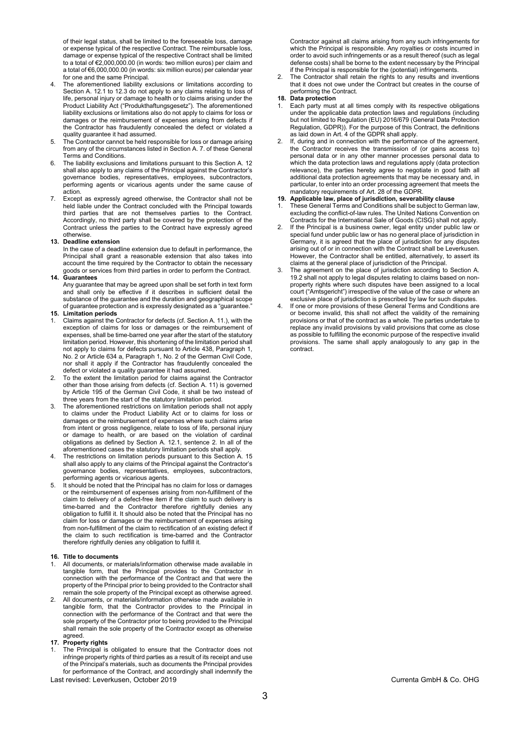of their legal status, shall be limited to the foreseeable loss, damage or expense typical of the respective Contract. The reimbursable loss, damage or expense typical of the respective Contract shall be limited to a total of €2,000,000.00 (in words: two million euros) per claim and a total of €6,000,000.00 (in words: six million euros) per calendar year for one and the same Principal.

4. The aforementioned liability exclusions or limitations according to Section A. 12.1 to 12.3 do not apply to any claims relating to loss of life, personal injury or damage to health or to claims arising under the Product Liability Act ("Produkthaftungsgesetz"). The aforementioned liability exclusions or limitations also do not apply to claims for loss or damages or the reimbursement of expenses arising from defects if the Contractor has fraudulently concealed the defect or violated a quality guarantee it had assumed.
5. The Contractor cannot be held responsible for loss or damage arising from any of the circumstances listed in Section A. 7. of these General Terms and Conditions.
6. The liability exclusions and limitations pursuant to this Section A. 12 shall also apply to any claims of the Principal against the Contractor's governance bodies, representatives, employees, subcontractors, performing agents or vicarious agents under the same cause of action.
7. Except as expressly agreed otherwise, the Contractor shall not be held liable under the Contract concluded with the Principal towards third parties that are not themselves parties to the Contract. Accordingly, no third party shall be covered by the protection of the Contract unless the parties to the Contract have expressly agreed otherwise.

**13. Deadline extension**

In the case of a deadline extension due to default in performance, the Principal shall grant a reasonable extension that also takes into account the time required by the Contractor to obtain the necessary goods or services from third parties in order to perform the Contract.

**14. Guarantees**

Any guarantee that may be agreed upon shall be set forth in text form and shall only be effective if it describes in sufficient detail the substance of the guarantee and the duration and geographical scope of guarantee protection and is expressly designated as a "guarantee."

**15. Limitation periods**

1. Claims against the Contractor for defects (cf. Section A. 11.), with the exception of claims for loss or damages or the reimbursement of expenses, shall be time-barred one year after the start of the statutory limitation period. However, this shortening of the limitation period shall not apply to claims for defects pursuant to Article 438, Paragraph 1, No. 2 or Article 634 a, Paragraph 1, No. 2 of the German Civil Code, nor shall it apply if the Contractor has fraudulently concealed the defect or violated a quality guarantee it had assumed.
2. To the extent the limitation period for claims against the Contractor other than those arising from defects (cf. Section A. 11) is governed by Article 195 of the German Civil Code, it shall be two instead of three years from the start of the statutory limitation period.
3. The aforementioned restrictions on limitation periods shall not apply to claims under the Product Liability Act or to claims for loss or damages or the reimbursement of expenses where such claims arise from intent or gross negligence, relate to loss of life, personal injury or damage to health, or are based on the violation of cardinal obligations as defined by Section A. 12.1, sentence 2. In all of the aforementioned cases the statutory limitation periods shall apply.
4. The restrictions on limitation periods pursuant to this Section A. 15 shall also apply to any claims of the Principal against the Contractor's governance bodies, representatives, employees, subcontractors, performing agents or vicarious agents.
5. It should be noted that the Principal has no claim for loss or damages or the reimbursement of expenses arising from non-fulfillment of the claim to delivery of a defect-free item if the claim to such delivery is time-barred and the Contractor therefore rightfully denies any obligation to fulfill it. It should also be noted that the Principal has no claim for loss or damages or the reimbursement of expenses arising from non-fulfillment of the claim to rectification of an existing defect if the claim to such rectification is time-barred and the Contractor therefore rightfully denies any obligation to fulfill it.

**16. Title to documents**

1. All documents, or materials/information otherwise made available in tangible form, that the Principal provides to the Contractor in connection with the performance of the Contract and that were the property of the Principal prior to being provided to the Contractor shall remain the sole property of the Principal except as otherwise agreed.
2. All documents, or materials/information otherwise made available in tangible form, that the Contractor provides to the Principal in connection with the performance of the Contract and that were the sole property of the Contractor prior to being provided to the Principal shall remain the sole property of the Contractor except as otherwise agreed.

**17. Property rights**

1. The Principal is obligated to ensure that the Contractor does not infringe property rights of third parties as a result of its receipt and use of the Principal's materials, such as documents the Principal provides for performance of the Contract, and accordingly shall indemnify the Contractor against all claims arising from any such infringements for which the Principal is responsible. Any royalties or costs incurred in order to avoid such infringements or as a result thereof (such as legal defense costs) shall be borne to the extent necessary by the Principal if the Principal is responsible for the (potential) infringements.
2. The Contractor shall retain the rights to any results and inventions that it does not owe under the Contract but creates in the course of performing the Contract.

**18. Data protection**

1. Each party must at all times comply with its respective obligations under the applicable data protection laws and regulations (including but not limited to Regulation (EU) 2016/679 (General Data Protection Regulation, GDPR)). For the purpose of this Contract, the definitions as laid down in Art. 4 of the GDPR shall apply.
2. If, during and in connection with the performance of the agreement, the Contractor receives the transmission of (or gains access to) personal data or in any other manner processes personal data to which the data protection laws and regulations apply (data protection relevance), the parties hereby agree to negotiate in good faith all additional data protection agreements that may be necessary and, in particular, to enter into an order processing agreement that meets the mandatory requirements of Art. 28 of the GDPR.

**19. Applicable law, place of jurisdiction, severability clause**

1. These General Terms and Conditions shall be subject to German law, excluding the conflict-of-law rules. The United Nations Convention on Contracts for the International Sale of Goods (CISG) shall not apply.
2. If the Principal is a business owner, legal entity under public law or special fund under public law or has no general place of jurisdiction in Germany, it is agreed that the place of jurisdiction for any disputes arising out of or in connection with the Contract shall be Leverkusen. However, the Contractor shall be entitled, alternatively, to assert its claims at the general place of jurisdiction of the Principal.
3. The agreement on the place of jurisdiction according to Section A. 19.2 shall not apply to legal disputes relating to claims based on non-property rights where such disputes have been assigned to a local court ("Amtsgericht") irrespective of the value of the case or where an exclusive place of jurisdiction is prescribed by law for such disputes.
4. If one or more provisions of these General Terms and Conditions are or become invalid, this shall not affect the validity of the remaining provisions or that of the contract as a whole. The parties undertake to replace any invalid provisions by valid provisions that come as close as possible to fulfilling the economic purpose of the respective invalid provisions. The same shall apply analogously to any gap in the contract.

Last revised: Leverkusen, October 2019

Currenta GmbH & Co. OHG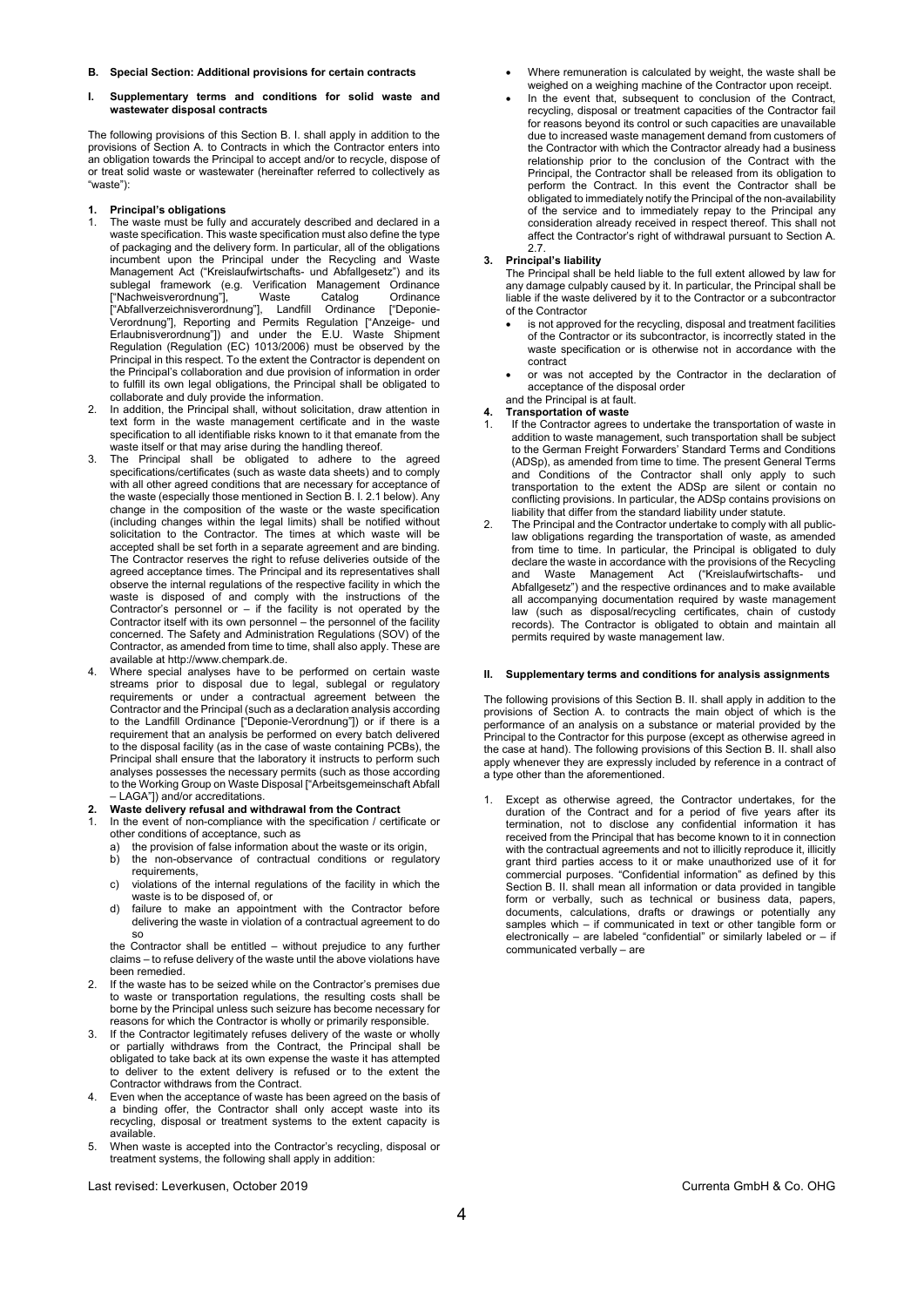## B. Special Section: Additional provisions for certain contracts

### I. Supplementary terms and conditions for solid waste and wastewater disposal contracts

The following provisions of this Section B. I. shall apply in addition to the provisions of Section A. to Contracts in which the Contractor enters into an obligation towards the Principal to accept and/or to recycle, dispose of or treat solid waste or wastewater (hereinafter referred to collectively as "waste"):

#### 1. Principal's obligations

1. The waste must be fully and accurately described and declared in a waste specification. This waste specification must also define the type of packaging and the delivery form. In particular, all of the obligations incumbent upon the Principal under the Recycling and Waste Management Act ("Kreislaufwirtschafts- und Abfallgesetz") and its sublegal framework (e.g. Verification Management Ordinance ["Nachweisverordnung"], Waste Catalog Ordinance ["Abfallverzeichnisverordnung"], Landfill Ordinance ["Deponie-Verordnung"], Reporting and Permits Regulation ["Anzeige- und Erlaubnisverordnung"]) and under the E.U. Waste Shipment Regulation (Regulation (EC) 1013/2006) must be observed by the Principal in this respect. To the extent the Contractor is dependent on the Principal's collaboration and due provision of information in order to fulfill its own legal obligations, the Principal shall be obligated to collaborate and duly provide the information.
2. In addition, the Principal shall, without solicitation, draw attention in text form in the waste management certificate and in the waste specification to all identifiable risks known to it that emanate from the waste itself or that may arise during the handling thereof.
3. The Principal shall be obligated to adhere to the agreed specifications/certificates (such as waste data sheets) and to comply with all other agreed conditions that are necessary for acceptance of the waste (especially those mentioned in Section B. I. 2.1 below). Any change in the composition of the waste or the waste specification (including changes within the legal limits) shall be notified without solicitation to the Contractor. The times at which waste will be accepted shall be set forth in a separate agreement and are binding. The Contractor reserves the right to refuse deliveries outside of the agreed acceptance times. The Principal and its representatives shall observe the internal regulations of the respective facility in which the waste is disposed of and comply with the instructions of the Contractor's personnel or – if the facility is not operated by the Contractor itself with its own personnel – the personnel of the facility concerned. The Safety and Administration Regulations (SOV) of the Contractor, as amended from time to time, shall also apply. These are available at http://www.chempark.de.
4. Where special analyses have to be performed on certain waste streams prior to disposal due to legal, sublegal or regulatory requirements or under a contractual agreement between the Contractor and the Principal (such as a declaration analysis according to the Landfill Ordinance ["Deponie-Verordnung"]) or if there is a requirement that an analysis be performed on every batch delivered to the disposal facility (as in the case of waste containing PCBs), the Principal shall ensure that the laboratory it instructs to perform such analyses possesses the necessary permits (such as those according to the Working Group on Waste Disposal ["Arbeitsgemeinschaft Abfall – LAGA"]) and/or accreditations.

#### 2. Waste delivery refusal and withdrawal from the Contract

1. In the event of non-compliance with the specification / certificate or other conditions of acceptance, such as
   a) the provision of false information about the waste or its origin,
   b) the non-observance of contractual conditions or regulatory requirements,
   c) violations of the internal regulations of the facility in which the waste is to be disposed of, or
   d) failure to make an appointment with the Contractor before delivering the waste in violation of a contractual agreement to do so

   the Contractor shall be entitled – without prejudice to any further claims – to refuse delivery of the waste until the above violations have been remedied.
2. If the waste has to be seized while on the Contractor's premises due to waste or transportation regulations, the resulting costs shall be borne by the Principal unless such seizure has become necessary for reasons for which the Contractor is wholly or primarily responsible.
3. If the Contractor legitimately refuses delivery of the waste or wholly or partially withdraws from the Contract, the Principal shall be obligated to take back at its own expense the waste it has attempted to deliver to the extent delivery is refused or to the extent the Contractor withdraws from the Contract.
4. Even when the acceptance of waste has been agreed on the basis of a binding offer, the Contractor shall only accept waste into its recycling, disposal or treatment systems to the extent capacity is available.
5. When waste is accepted into the Contractor's recycling, disposal or treatment systems, the following shall apply in addition:
   - Where remuneration is calculated by weight, the waste shall be weighed on a weighing machine of the Contractor upon receipt.
   - In the event that, subsequent to conclusion of the Contract, recycling, disposal or treatment capacities of the Contractor fail for reasons beyond its control or such capacities are unavailable due to increased waste management demand from customers of the Contractor with which the Contractor already had a business relationship prior to the conclusion of the Contract with the Principal, the Contractor shall be released from its obligation to perform the Contract. In this event the Contractor shall be obligated to immediately notify the Principal of the non-availability of the service and to immediately repay to the Principal any consideration already received in respect thereof. This shall not affect the Contractor's right of withdrawal pursuant to Section A. 2.7.

#### 3. Principal's liability

The Principal shall be held liable to the full extent allowed by law for any damage culpably caused by it. In particular, the Principal shall be liable if the waste delivered by it to the Contractor or a subcontractor of the Contractor

- is not approved for the recycling, disposal and treatment facilities of the Contractor or its subcontractor, is incorrectly stated in the waste specification or is otherwise not in accordance with the contract
- or was not accepted by the Contractor in the declaration of acceptance of the disposal order

and the Principal is at fault.

#### 4. Transportation of waste

1. If the Contractor agrees to undertake the transportation of waste in addition to waste management, such transportation shall be subject to the German Freight Forwarders' Standard Terms and Conditions (ADSp), as amended from time to time. The present General Terms and Conditions of the Contractor shall only apply to such transportation to the extent the ADSp are silent or contain no conflicting provisions. In particular, the ADSp contains provisions on liability that differ from the standard liability under statute.
2. The Principal and the Contractor undertake to comply with all public-law obligations regarding the transportation of waste, as amended from time to time. In particular, the Principal is obligated to duly declare the waste in accordance with the provisions of the Recycling and Waste Management Act ("Kreislaufwirtschafts- und Abfallgesetz") and the respective ordinances and to make available all accompanying documentation required by waste management law (such as disposal/recycling certificates, chain of custody records). The Contractor is obligated to obtain and maintain all permits required by waste management law.

### II. Supplementary terms and conditions for analysis assignments

The following provisions of this Section B. II. shall apply in addition to the provisions of Section A. to contracts the main object of which is the performance of an analysis on a substance or material provided by the Principal to the Contractor for this purpose (except as otherwise agreed in the case at hand). The following provisions of this Section B. II. shall also apply whenever they are expressly included by reference in a contract of a type other than the aforementioned.

1. Except as otherwise agreed, the Contractor undertakes, for the duration of the Contract and for a period of five years after its termination, not to disclose any confidential information it has received from the Principal that has become known to it in connection with the contractual agreements and not to illicitly reproduce it, illicitly grant third parties access to it or make unauthorized use of it for commercial purposes. "Confidential information" as defined by this Section B. II. shall mean all information or data provided in tangible form or verbally, such as technical or business data, papers, documents, calculations, drafts or drawings or potentially any samples which – if communicated in text or other tangible form or electronically – are labeled "confidential" or similarly labeled or – if communicated verbally – are

Last revised: Leverkusen, October 2019 Currenta GmbH & Co. OHG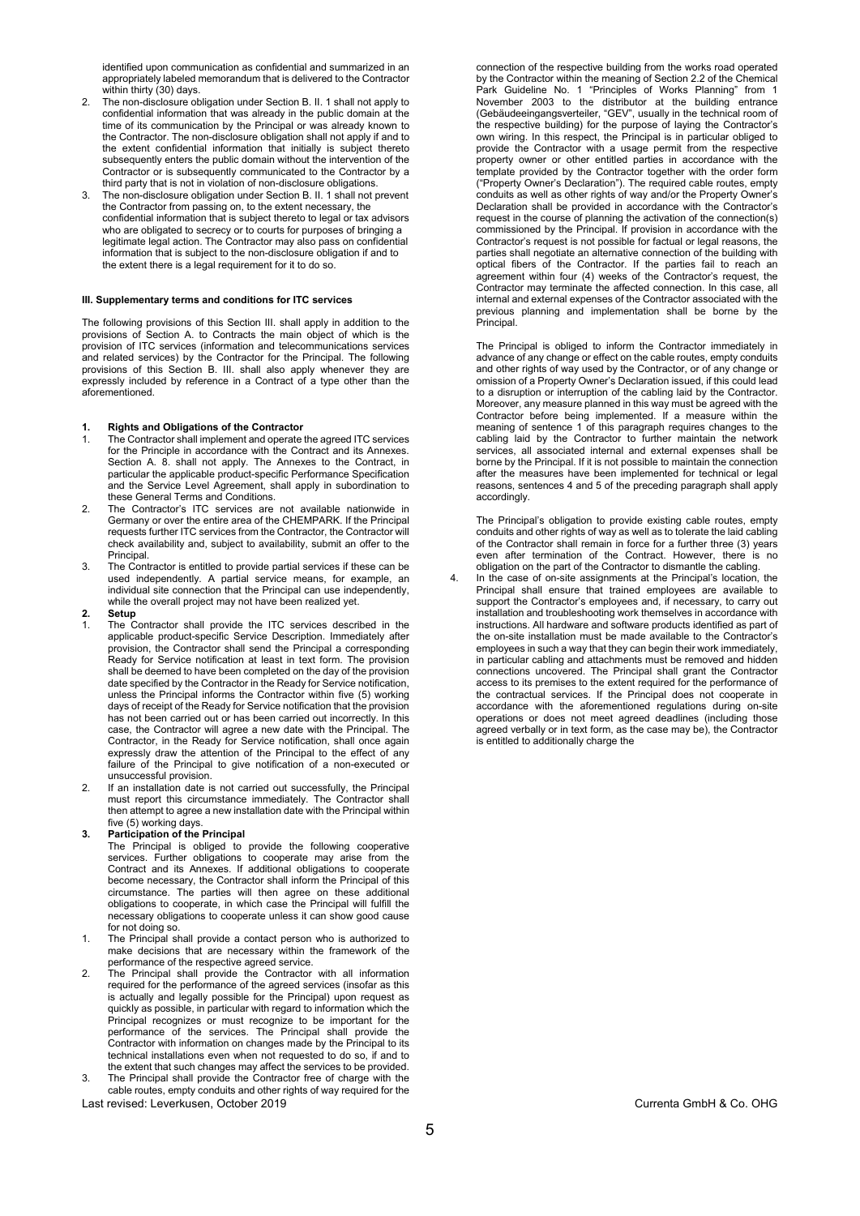identified upon communication as confidential and summarized in an appropriately labeled memorandum that is delivered to the Contractor within thirty (30) days.

2. The non-disclosure obligation under Section B. II. 1 shall not apply to confidential information that was already in the public domain at the time of its communication by the Principal or was already known to the Contractor. The non-disclosure obligation shall not apply if and to the extent confidential information that initially is subject thereto subsequently enters the public domain without the intervention of the Contractor or is subsequently communicated to the Contractor by a third party that is not in violation of non-disclosure obligations.
3. The non-disclosure obligation under Section B. II. 1 shall not prevent the Contractor from passing on, to the extent necessary, the confidential information that is subject thereto to legal or tax advisors who are obligated to secrecy or to courts for purposes of bringing a legitimate legal action. The Contractor may also pass on confidential information that is subject to the non-disclosure obligation if and to the extent there is a legal requirement for it to do so.

#### III. Supplementary terms and conditions for ITC services

The following provisions of this Section III. shall apply in addition to the provisions of Section A. to Contracts the main object of which is the provision of ITC services (information and telecommunications services and related services) by the Contractor for the Principal. The following provisions of this Section B. III. shall also apply whenever they are expressly included by reference in a Contract of a type other than the aforementioned.

**1. Rights and Obligations of the Contractor**

1. The Contractor shall implement and operate the agreed ITC services for the Principle in accordance with the Contract and its Annexes. Section A. 8. shall not apply. The Annexes to the Contract, in particular the applicable product-specific Performance Specification and the Service Level Agreement, shall apply in subordination to these General Terms and Conditions.
2. The Contractor's ITC services are not available nationwide in Germany or over the entire area of the CHEMPARK. If the Principal requests further ITC services from the Contractor, the Contractor will check availability and, subject to availability, submit an offer to the Principal.
3. The Contractor is entitled to provide partial services if these can be used independently. A partial service means, for example, an individual site connection that the Principal can use independently, while the overall project may not have been realized yet.

**2. Setup**

1. The Contractor shall provide the ITC services described in the applicable product-specific Service Description. Immediately after provision, the Contractor shall send the Principal a corresponding Ready for Service notification at least in text form. The provision shall be deemed to have been completed on the day of the provision date specified by the Contractor in the Ready for Service notification, unless the Principal informs the Contractor within five (5) working days of receipt of the Ready for Service notification that the provision has not been carried out or has been carried out incorrectly. In this case, the Contractor will agree a new date with the Principal. The Contractor, in the Ready for Service notification, shall once again expressly draw the attention of the Principal to the effect of any failure of the Principal to give notification of a non-executed or unsuccessful provision.
2. If an installation date is not carried out successfully, the Principal must report this circumstance immediately. The Contractor shall then attempt to agree a new installation date with the Principal within five (5) working days.

**3. Participation of the Principal**

The Principal is obliged to provide the following cooperative services. Further obligations to cooperate may arise from the Contract and its Annexes. If additional obligations to cooperate become necessary, the Contractor shall inform the Principal of this circumstance. The parties will then agree on these additional obligations to cooperate, in which case the Principal will fulfill the necessary obligations to cooperate unless it can show good cause for not doing so.

1. The Principal shall provide a contact person who is authorized to make decisions that are necessary within the framework of the performance of the respective agreed service.
2. The Principal shall provide the Contractor with all information required for the performance of the agreed services (insofar as this is actually and legally possible for the Principal) upon request as quickly as possible, in particular with regard to information which the Principal recognizes or must recognize to be important for the performance of the services. The Principal shall provide the Contractor with information on changes made by the Principal to its technical installations even when not requested to do so, if and to the extent that such changes may affect the services to be provided.
3. The Principal shall provide the Contractor free of charge with the cable routes, empty conduits and other rights of way required for the connection of the respective building from the works road operated by the Contractor within the meaning of Section 2.2 of the Chemical Park Guideline No. 1 "Principles of Works Planning" from 1 November 2003 to the distributor at the building entrance (Gebäudeeingangsverteiler, "GEV", usually in the technical room of the respective building) for the purpose of laying the Contractor's own wiring. In this respect, the Principal is in particular obliged to provide the Contractor with a usage permit from the respective property owner or other entitled parties in accordance with the template provided by the Contractor together with the order form ("Property Owner's Declaration"). The required cable routes, empty conduits as well as other rights of way and/or the Property Owner's Declaration shall be provided in accordance with the Contractor's request in the course of planning the activation of the connection(s) commissioned by the Principal. If provision in accordance with the Contractor's request is not possible for factual or legal reasons, the parties shall negotiate an alternative connection of the building with optical fibers of the Contractor. If the parties fail to reach an agreement within four (4) weeks of the Contractor's request, the Contractor may terminate the affected connection. In this case, all internal and external expenses of the Contractor associated with the previous planning and implementation shall be borne by the Principal.

   The Principal is obliged to inform the Contractor immediately in advance of any change or effect on the cable routes, empty conduits and other rights of way used by the Contractor, or of any change or omission of a Property Owner's Declaration issued, if this could lead to a disruption or interruption of the cabling laid by the Contractor. Moreover, any measure planned in this way must be agreed with the Contractor before being implemented. If a measure within the meaning of sentence 1 of this paragraph requires changes to the cabling laid by the Contractor to further maintain the network services, all associated internal and external expenses shall be borne by the Principal. If it is not possible to maintain the connection after the measures have been implemented for technical or legal reasons, sentences 4 and 5 of the preceding paragraph shall apply accordingly.

   The Principal's obligation to provide existing cable routes, empty conduits and other rights of way as well as to tolerate the laid cabling of the Contractor shall remain in force for a further three (3) years even after termination of the Contract. However, there is no obligation on the part of the Contractor to dismantle the cabling.
4. In the case of on-site assignments at the Principal's location, the Principal shall ensure that trained employees are available to support the Contractor's employees and, if necessary, to carry out installation and troubleshooting work themselves in accordance with instructions. All hardware and software products identified as part of the on-site installation must be made available to the Contractor's employees in such a way that they can begin their work immediately, in particular cabling and attachments must be removed and hidden connections uncovered. The Principal shall grant the Contractor access to its premises to the extent required for the performance of the contractual services. If the Principal does not cooperate in accordance with the aforementioned regulations during on-site operations or does not meet agreed deadlines (including those agreed verbally or in text form, as the case may be), the Contractor is entitled to additionally charge the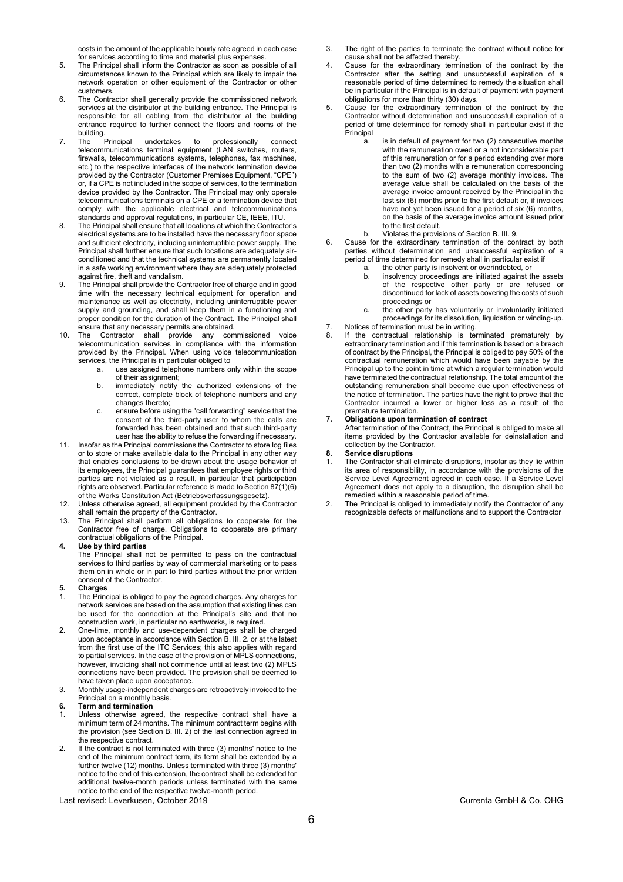costs in the amount of the applicable hourly rate agreed in each case for services according to time and material plus expenses.

5. The Principal shall inform the Contractor as soon as possible of all circumstances known to the Principal which are likely to impair the network operation or other equipment of the Contractor or other customers.
6. The Contractor shall generally provide the commissioned network services at the distributor at the building entrance. The Principal is responsible for all cabling from the distributor at the building entrance required to further connect the floors and rooms of the building.
7. The Principal undertakes to professionally connect telecommunications terminal equipment (LAN switches, routers, firewalls, telecommunications systems, telephones, fax machines, etc.) to the respective interfaces of the network termination device provided by the Contractor (Customer Premises Equipment, "CPE") or, if a CPE is not included in the scope of services, to the termination device provided by the Contractor. The Principal may only operate telecommunications terminals on a CPE or a termination device that comply with the applicable electrical and telecommunications standards and approval regulations, in particular CE, IEEE, ITU.
8. The Principal shall ensure that all locations at which the Contractor's electrical systems are to be installed have the necessary floor space and sufficient electricity, including uninterruptible power supply. The Principal shall further ensure that such locations are adequately air-conditioned and that the technical systems are permanently located in a safe working environment where they are adequately protected against fire, theft and vandalism.
9. The Principal shall provide the Contractor free of charge and in good time with the necessary technical equipment for operation and maintenance as well as electricity, including uninterruptible power supply and grounding, and shall keep them in a functioning and proper condition for the duration of the Contract. The Principal shall ensure that any necessary permits are obtained.
10. The Contractor shall provide any commissioned voice telecommunication services in compliance with the information provided by the Principal. When using voice telecommunication services, the Principal is in particular obliged to
    a. use assigned telephone numbers only within the scope of their assignment;
    b. immediately notify the authorized extensions of the correct, complete block of telephone numbers and any changes thereto;
    c. ensure before using the "call forwarding" service that the consent of the third-party user to whom the calls are forwarded has been obtained and that such third-party user has the ability to refuse the forwarding if necessary.
11. Insofar as the Principal commissions the Contractor to store log files or to store or make available data to the Principal in any other way that enables conclusions to be drawn about the usage behavior of its employees, the Principal guarantees that employee rights or third parties are not violated as a result, in particular that participation rights are observed. Particular reference is made to Section 87(1)(6) of the Works Constitution Act (Betriebsverfassungsgesetz).
12. Unless otherwise agreed, all equipment provided by the Contractor shall remain the property of the Contractor.
13. The Principal shall perform all obligations to cooperate for the Contractor free of charge. Obligations to cooperate are primary contractual obligations of the Principal.

**4. Use by third parties**

The Principal shall not be permitted to pass on the contractual services to third parties by way of commercial marketing or to pass them on in whole or in part to third parties without the prior written consent of the Contractor.

**5. Charges**

1. The Principal is obliged to pay the agreed charges. Any charges for network services are based on the assumption that existing lines can be used for the connection at the Principal's site and that no construction work, in particular no earthworks, is required.
2. One-time, monthly and use-dependent charges shall be charged upon acceptance in accordance with Section B. III. 2. or at the latest from the first use of the ITC Services; this also applies with regard to partial services. In the case of the provision of MPLS connections, however, invoicing shall not commence until at least two (2) MPLS connections have been provided. The provision shall be deemed to have taken place upon acceptance.
3. Monthly usage-independent charges are retroactively invoiced to the Principal on a monthly basis.

**6. Term and termination**

1. Unless otherwise agreed, the respective contract shall have a minimum term of 24 months. The minimum contract term begins with the provision (see Section B. III. 2) of the last connection agreed in the respective contract.
2. If the contract is not terminated with three (3) months' notice to the end of the minimum contract term, its term shall be extended by a further twelve (12) months. Unless terminated with three (3) months' notice to the end of this extension, the contract shall be extended for additional twelve-month periods unless terminated with the same notice to the end of the respective twelve-month period.
3. The right of the parties to terminate the contract without notice for cause shall not be affected thereby.
4. Cause for the extraordinary termination of the contract by the Contractor after the setting and unsuccessful expiration of a reasonable period of time determined to remedy the situation shall be in particular if the Principal is in default of payment with payment obligations for more than thirty (30) days.
5. Cause for the extraordinary termination of the contract by the Contractor without determination and unsuccessful expiration of a period of time determined for remedy shall in particular exist if the Principal
    a. is in default of payment for two (2) consecutive months with the remuneration owed or a not inconsiderable part of this remuneration or for a period extending over more than two (2) months with a remuneration corresponding to the sum of two (2) average monthly invoices. The average value shall be calculated on the basis of the average invoice amount received by the Principal in the last six (6) months prior to the first default or, if invoices have not yet been issued for a period of six (6) months, on the basis of the average invoice amount issued prior to the first default.
    b. Violates the provisions of Section B. III. 9.
6. Cause for the extraordinary termination of the contract by both parties without determination and unsuccessful expiration of a period of time determined for remedy shall in particular exist if
    a. the other party is insolvent or overindebted, or
    b. insolvency proceedings are initiated against the assets of the respective other party or are refused or discontinued for lack of assets covering the costs of such proceedings or
    c. the other party has voluntarily or involuntarily initiated proceedings for its dissolution, liquidation or winding-up.
7. Notices of termination must be in writing.
8. If the contractual relationship is terminated prematurely by extraordinary termination and if this termination is based on a breach of contract by the Principal, the Principal is obliged to pay 50% of the contractual remuneration which would have been payable by the Principal up to the point in time at which a regular termination would have terminated the contractual relationship. The total amount of the outstanding remuneration shall become due upon effectiveness of the notice of termination. The parties have the right to prove that the Contractor incurred a lower or higher loss as a result of the premature termination.

**7. Obligations upon termination of contract**

After termination of the Contract, the Principal is obliged to make all items provided by the Contractor available for deinstallation and collection by the Contractor.

**8. Service disruptions**

1. The Contractor shall eliminate disruptions, insofar as they lie within its area of responsibility, in accordance with the provisions of the Service Level Agreement agreed in each case. If a Service Level Agreement does not apply to a disruption, the disruption shall be remedied within a reasonable period of time.
2. The Principal is obliged to immediately notify the Contractor of any recognizable defects or malfunctions and to support the Contractor

Last revised: Leverkusen, October 2019 Currenta GmbH & Co. OHG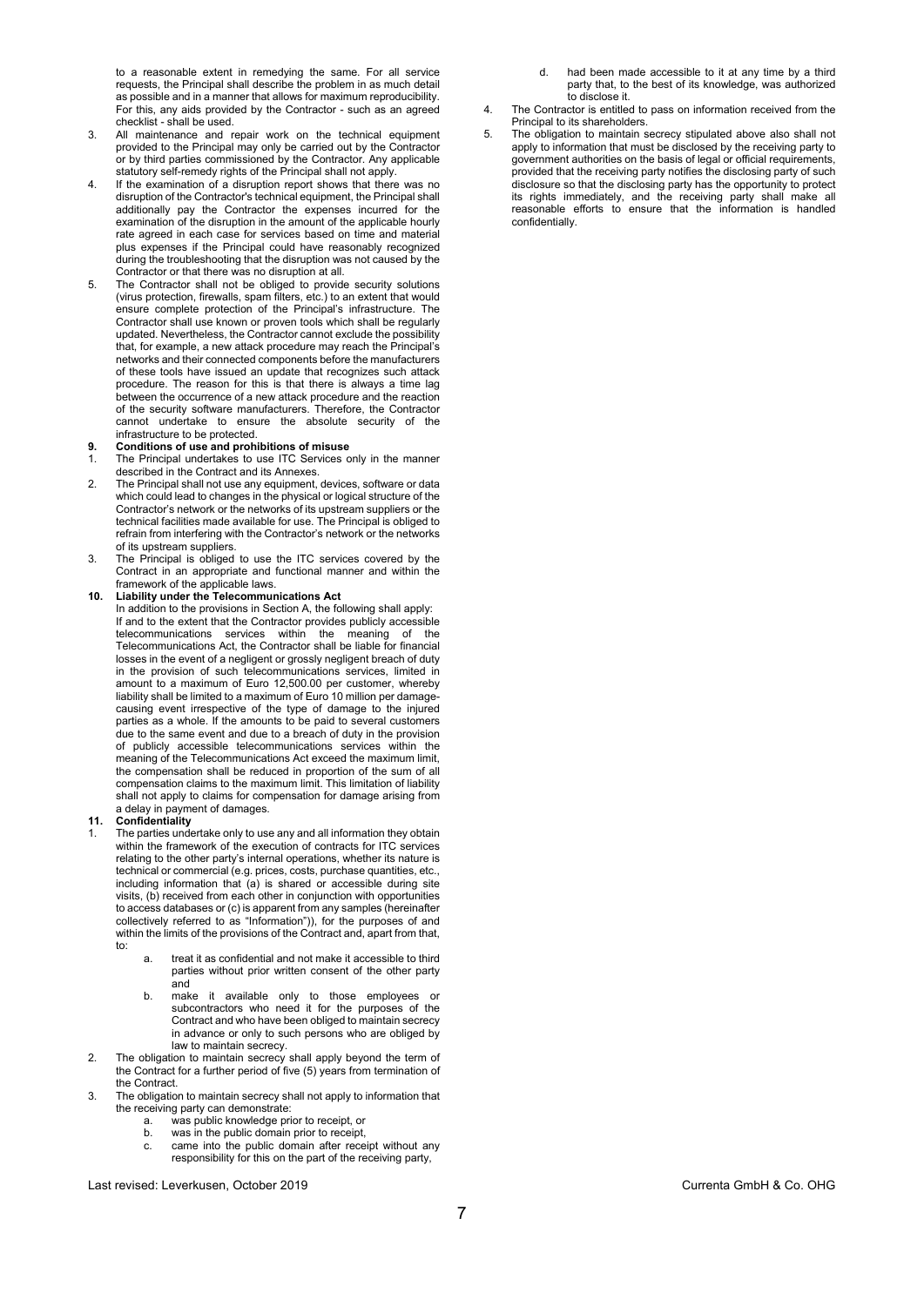to a reasonable extent in remedying the same. For all service requests, the Principal shall describe the problem in as much detail as possible and in a manner that allows for maximum reproducibility. For this, any aids provided by the Contractor - such as an agreed checklist - shall be used.

3. All maintenance and repair work on the technical equipment provided to the Principal may only be carried out by the Contractor or by third parties commissioned by the Contractor. Any applicable statutory self-remedy rights of the Principal shall not apply.
4. If the examination of a disruption report shows that there was no disruption of the Contractor's technical equipment, the Principal shall additionally pay the Contractor the expenses incurred for the examination of the disruption in the amount of the applicable hourly rate agreed in each case for services based on time and material plus expenses if the Principal could have reasonably recognized during the troubleshooting that the disruption was not caused by the Contractor or that there was no disruption at all.
5. The Contractor shall not be obliged to provide security solutions (virus protection, firewalls, spam filters, etc.) to an extent that would ensure complete protection of the Principal's infrastructure. The Contractor shall use known or proven tools which shall be regularly updated. Nevertheless, the Contractor cannot exclude the possibility that, for example, a new attack procedure may reach the Principal's networks and their connected components before the manufacturers of these tools have issued an update that recognizes such attack procedure. The reason for this is that there is always a time lag between the occurrence of a new attack procedure and the reaction of the security software manufacturers. Therefore, the Contractor cannot undertake to ensure the absolute security of the infrastructure to be protected.

**9. Conditions of use and prohibitions of misuse**

1. The Principal undertakes to use ITC Services only in the manner described in the Contract and its Annexes.
2. The Principal shall not use any equipment, devices, software or data which could lead to changes in the physical or logical structure of the Contractor's network or the networks of its upstream suppliers or the technical facilities made available for use. The Principal is obliged to refrain from interfering with the Contractor's network or the networks of its upstream suppliers.
3. The Principal is obliged to use the ITC services covered by the Contract in an appropriate and functional manner and within the framework of the applicable laws.

**10. Liability under the Telecommunications Act**

In addition to the provisions in Section A, the following shall apply: If and to the extent that the Contractor provides publicly accessible telecommunications services within the meaning of the Telecommunications Act, the Contractor shall be liable for financial losses in the event of a negligent or grossly negligent breach of duty in the provision of such telecommunications services, limited in amount to a maximum of Euro 12,500.00 per customer, whereby liability shall be limited to a maximum of Euro 10 million per damage-causing event irrespective of the type of damage to the injured parties as a whole. If the amounts to be paid to several customers due to the same event and due to a breach of duty in the provision of publicly accessible telecommunications services within the meaning of the Telecommunications Act exceed the maximum limit, the compensation shall be reduced in proportion of the sum of all compensation claims to the maximum limit. This limitation of liability shall not apply to claims for compensation for damage arising from a delay in payment of damages.

**11. Confidentiality**

1. The parties undertake only to use any and all information they obtain within the framework of the execution of contracts for ITC services relating to the other party's internal operations, whether its nature is technical or commercial (e.g. prices, costs, purchase quantities, etc., including information that (a) is shared or accessible during site visits, (b) received from each other in conjunction with opportunities to access databases or (c) is apparent from any samples (hereinafter collectively referred to as "Information")), for the purposes of and within the limits of the provisions of the Contract and, apart from that, to:
   a. treat it as confidential and not make it accessible to third parties without prior written consent of the other party and
   b. make it available only to those employees or subcontractors who need it for the purposes of the Contract and who have been obliged to maintain secrecy in advance or only to such persons who are obliged by law to maintain secrecy.
2. The obligation to maintain secrecy shall apply beyond the term of the Contract for a further period of five (5) years from termination of the Contract.
3. The obligation to maintain secrecy shall not apply to information that the receiving party can demonstrate:
   a. was public knowledge prior to receipt, or
   b. was in the public domain prior to receipt,
   c. came into the public domain after receipt without any responsibility for this on the part of the receiving party,
   d. had been made accessible to it at any time by a third party that, to the best of its knowledge, was authorized to disclose it.
4. The Contractor is entitled to pass on information received from the Principal to its shareholders.
5. The obligation to maintain secrecy stipulated above also shall not apply to information that must be disclosed by the receiving party to government authorities on the basis of legal or official requirements, provided that the receiving party notifies the disclosing party of such disclosure so that the disclosing party has the opportunity to protect its rights immediately, and the receiving party shall make all reasonable efforts to ensure that the information is handled confidentially.